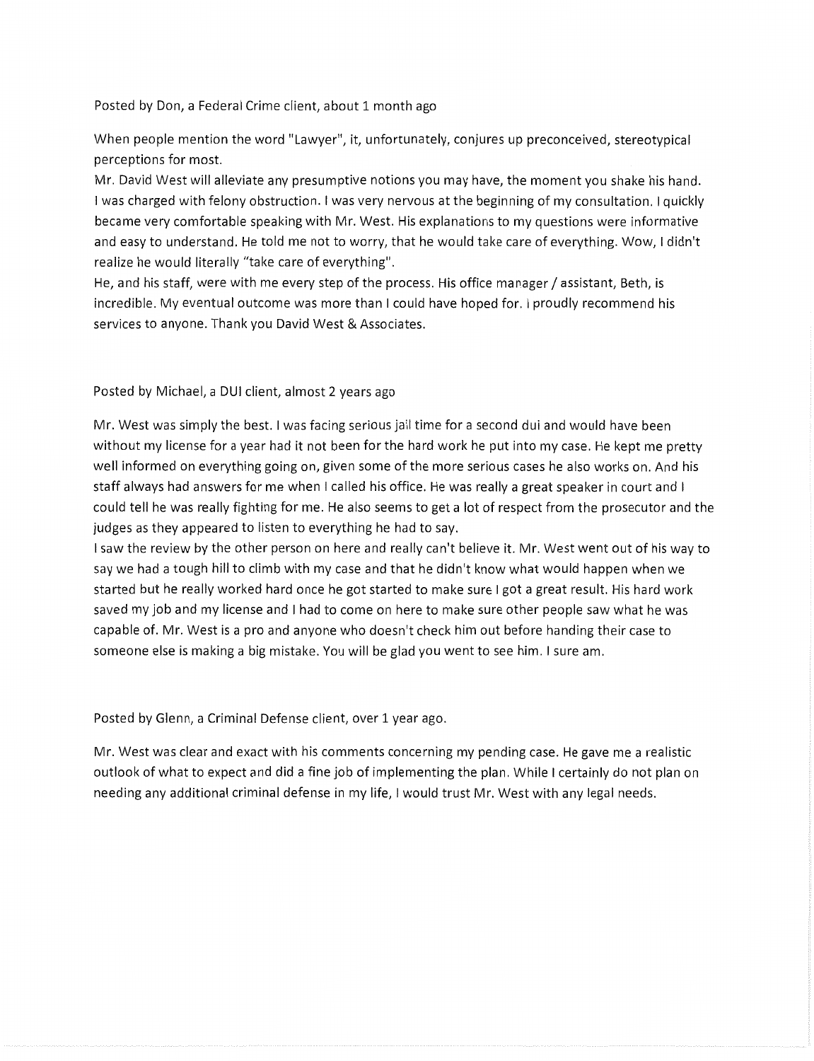Posted by Don, a Federal Crime client, about 1 month ago

When people mention the word "Lawyer", it, unfortunately, conjures up preconceived, stereotypical perceptions for most.
Mr. David West will alleviate any presumptive notions you may have, the moment you shake his hand. I was charged with felony obstruction. I was very nervous at the beginning of my consultation. I quickly became very comfortable speaking with Mr. West. His explanations to my questions were informative and easy to understand. He told me not to worry, that he would take care of everything. Wow, I didn't realize he would literally "take care of everything".
He, and his staff, were with me every step of the process. His office manager / assistant, Beth, is incredible. My eventual outcome was more than I could have hoped for. I proudly recommend his services to anyone. Thank you David West & Associates.

Posted by Michael, a DUI client, almost 2 years ago

Mr. West was simply the best. I was facing serious jail time for a second dui and would have been without my license for a year had it not been for the hard work he put into my case. He kept me pretty well informed on everything going on, given some of the more serious cases he also works on. And his staff always had answers for me when I called his office. He was really a great speaker in court and I could tell he was really fighting for me. He also seems to get a lot of respect from the prosecutor and the judges as they appeared to listen to everything he had to say.
I saw the review by the other person on here and really can't believe it. Mr. West went out of his way to say we had a tough hill to climb with my case and that he didn't know what would happen when we started but he really worked hard once he got started to make sure I got a great result. His hard work saved my job and my license and I had to come on here to make sure other people saw what he was capable of. Mr. West is a pro and anyone who doesn't check him out before handing their case to someone else is making a big mistake. You will be glad you went to see him. I sure am.

Posted by Glenn, a Criminal Defense client, over 1 year ago.

Mr. West was clear and exact with his comments concerning my pending case. He gave me a realistic outlook of what to expect and did a fine job of implementing the plan. While I certainly do not plan on needing any additional criminal defense in my life, I would trust Mr. West with any legal needs.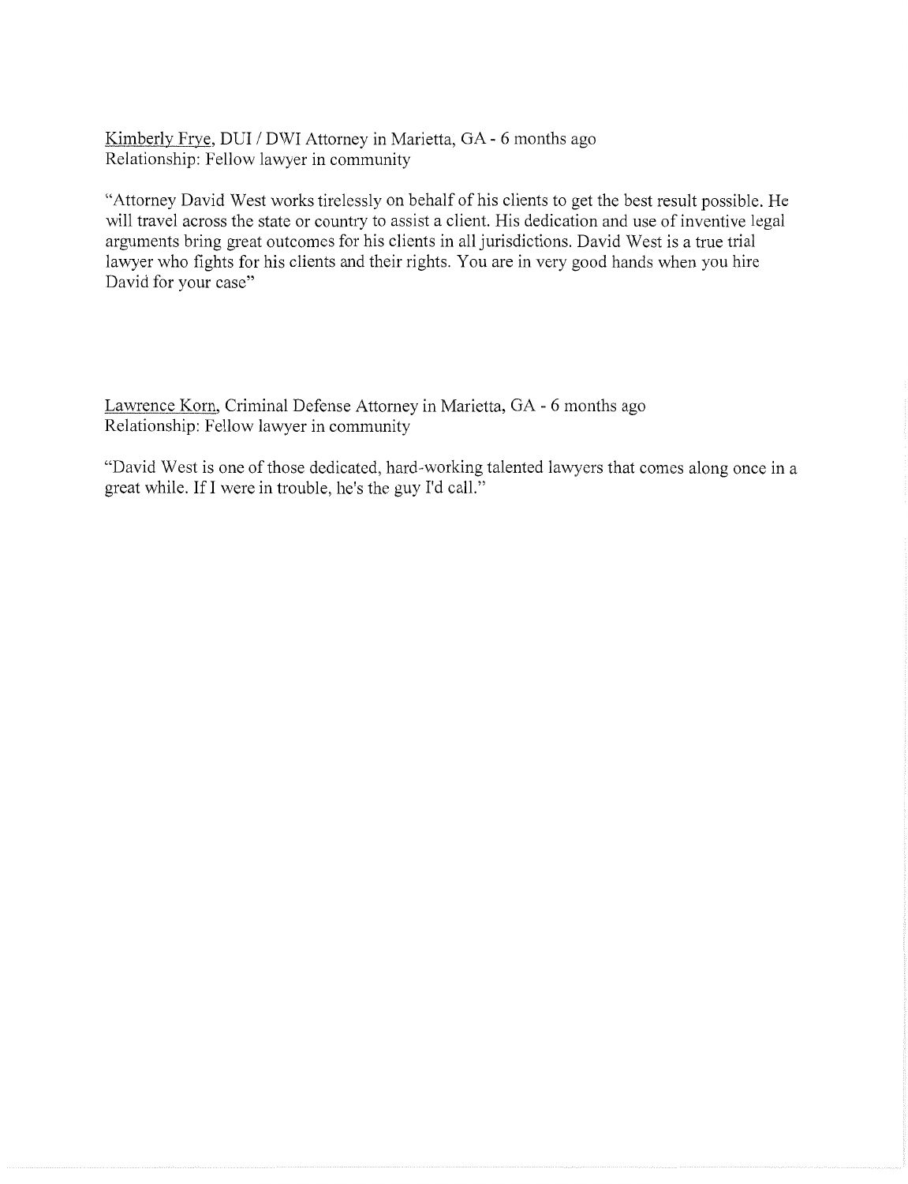Kimberly Frye, DUI / DWI Attorney in Marietta, GA - 6 months ago
Relationship: Fellow lawyer in community

"Attorney David West works tirelessly on behalf of his clients to get the best result possible. He will travel across the state or country to assist a client. His dedication and use of inventive legal arguments bring great outcomes for his clients in all jurisdictions. David West is a true trial lawyer who fights for his clients and their rights. You are in very good hands when you hire David for your case"

Lawrence Korn, Criminal Defense Attorney in Marietta, GA - 6 months ago
Relationship: Fellow lawyer in community

"David West is one of those dedicated, hard-working talented lawyers that comes along once in a great while. If I were in trouble, he's the guy I'd call."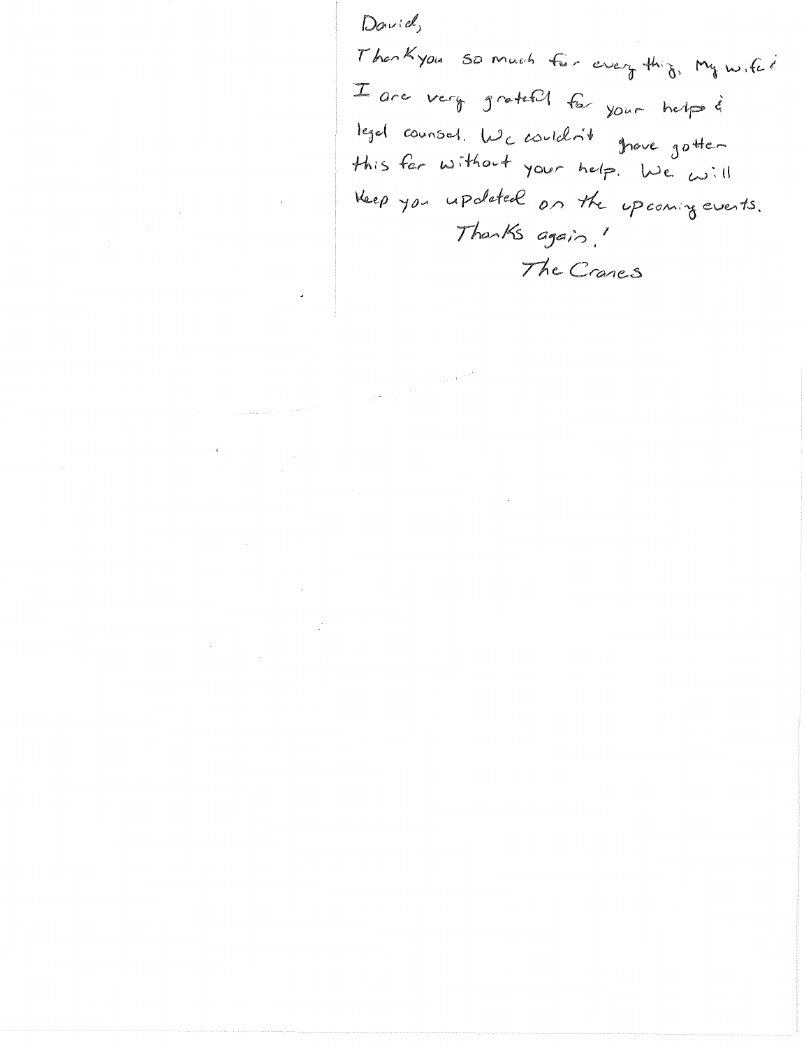David,

Thank you so much for every thing. My wife &
I are very grateful for your help &
legal counsel. We couldn't have gotten
this far without your help. We will
keep you updated on the upcoming events.

Thanks again!

The Cranes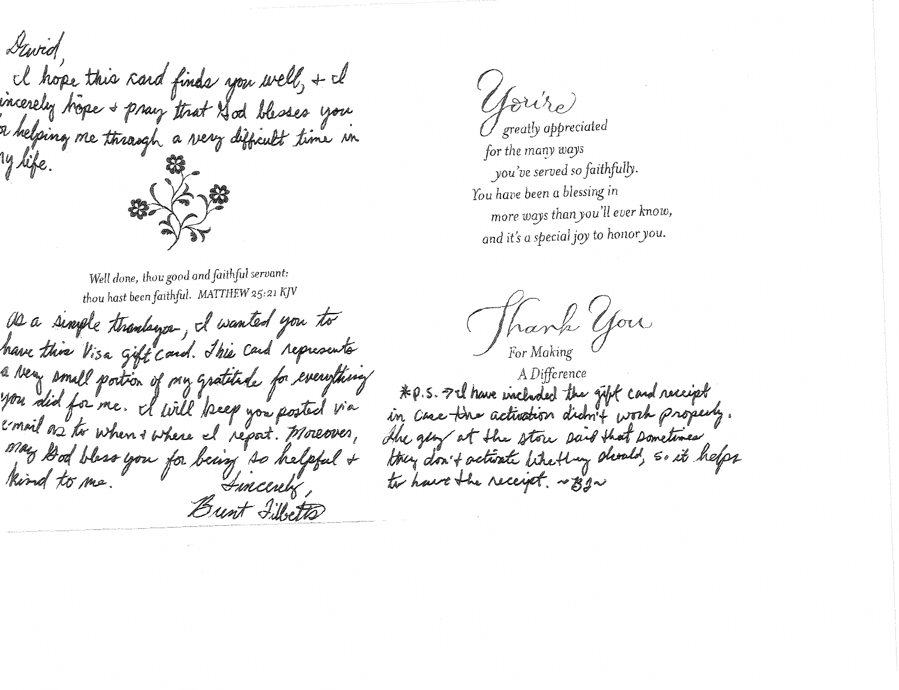David,

I hope this card finds you well, & I sincerely hope & pray that God blesses you for helping me through a very difficult time in my life.

*Well done, thou good and faithful servant: thou hast been faithful. MATTHEW 25:21 KJV*

As a simple thankyou, I wanted you to have this Visa gift card. This card represents a very small portion of my gratitude for everything you did for me. I will keep you posted via e-mail as to when & where I report. Moreover, may God bless you for being so helpful & kind to me.

Sincerely,

Brent Tibbetts

*You're greatly appreciated for the many ways you've served so faithfully. You have been a blessing in more ways than you'll ever know, and it's a special joy to honor you.*

*Thank You For Making A Difference*

*P.S. → I have included the gift card receipt in case the activation didn't work properly. The guy at the store said that sometimes they don't activate like they should, so it helps to have the receipt. ~BJ~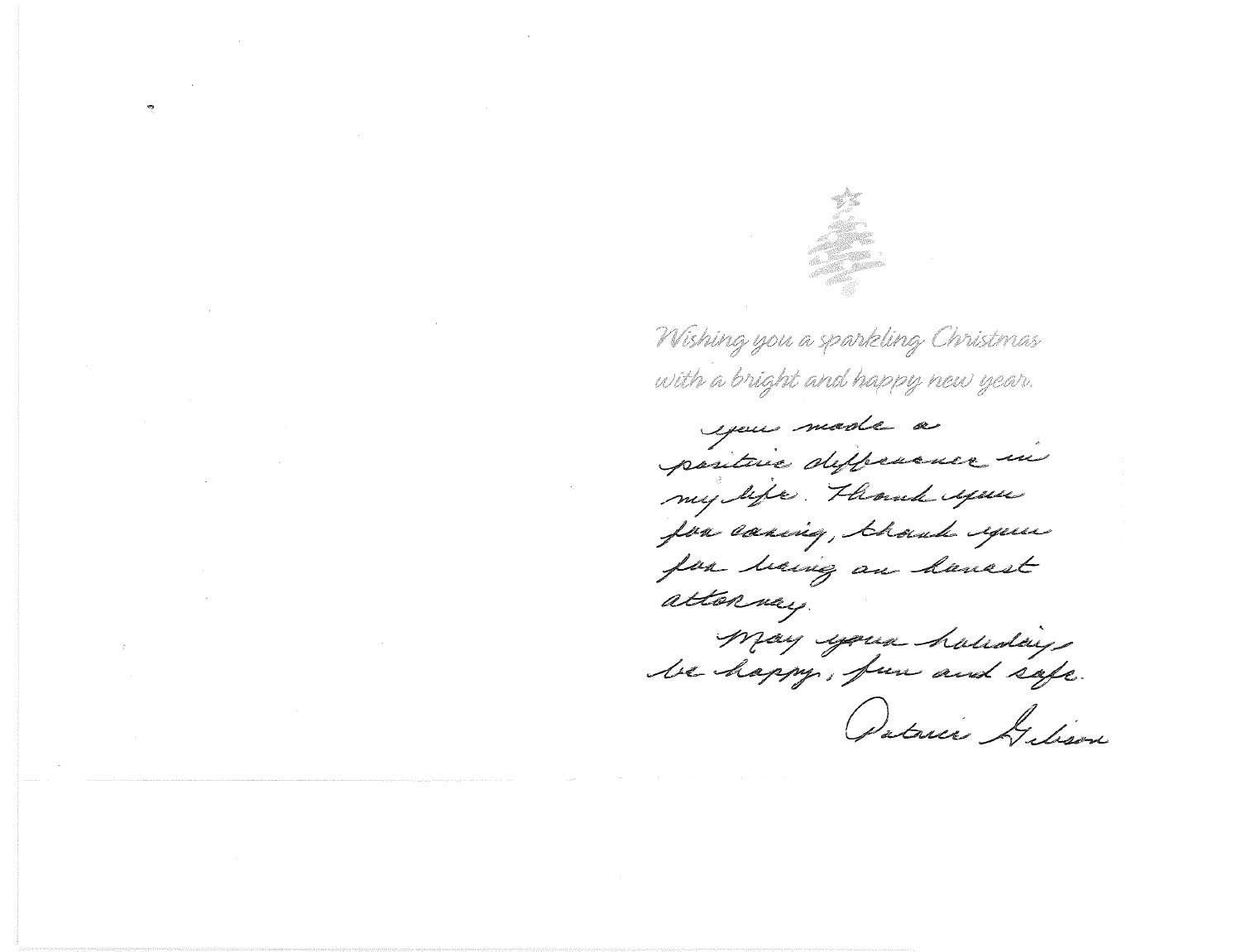*Wishing you a sparkling Christmas*
*with a bright and happy new year.*

You made a positive difference in my life. Thank you for caring, thank you for being an honest attorney.

May your holidays be happy, fun and safe.

Patricia Gibson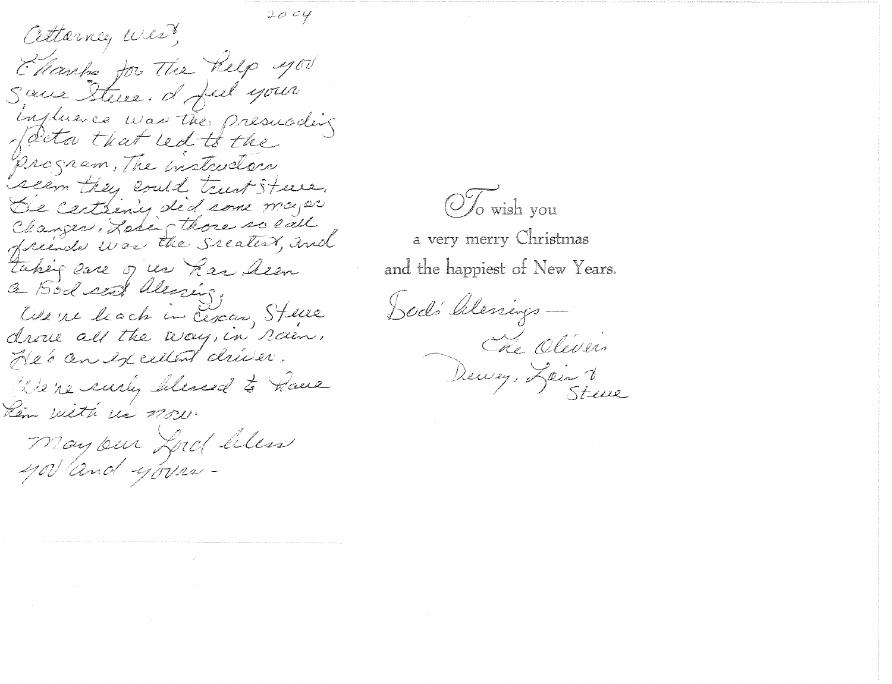2004

Attorney West,

Thanks for the help you gave Steve. I feel your influence was the presuading factor that led to the program, The instructors seem they could trust Steve. He certainly did some major changes, Losing those so call friends was the greatest, and taking care of us has been a God sent blessing.

We're back in Texas, Steve drove all the way, in rain. He's an excellent driver.

We're surely blessed to have him with us now.

May our Lord bless you and yours -

To wish you
a very merry Christmas
and the happiest of New Years.

God's blessings —
The Olivers
Dewey, Lois & Steve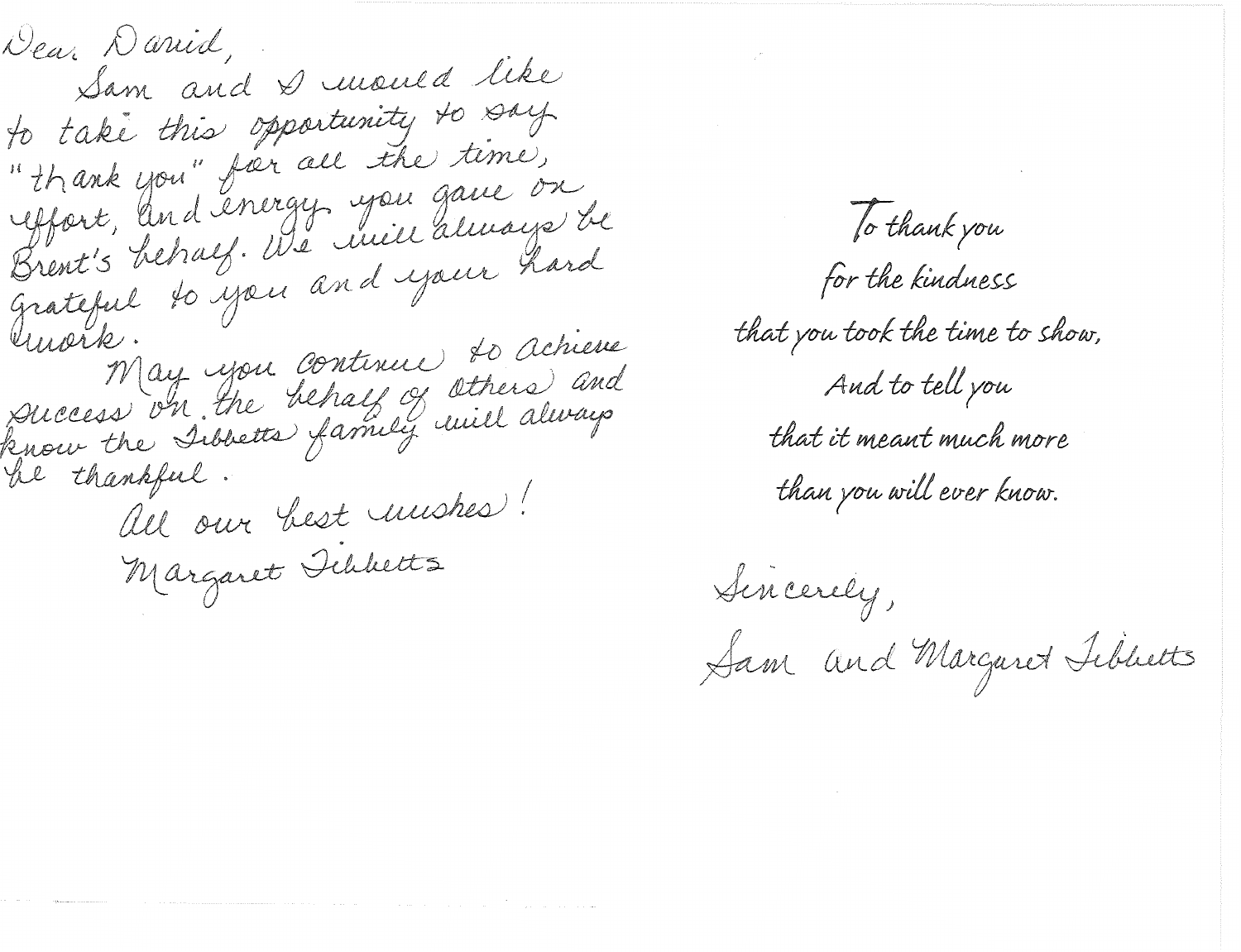Dear David,

Sam and I would like to take this opportunity to say "thank you" for all the time, effort, and energy you gave on Brent's behalf. We will always be grateful to you and your hard work.

May you continue to achieve success on the behalf of others and know the Tibbetts family will always be thankful.

All our best wishes!

Margaret Tibbetts

To thank you
for the kindness
that you took the time to show,
And to tell you
that it meant much more
than you will ever know.

Sincerely,

Sam and Margaret Tibbetts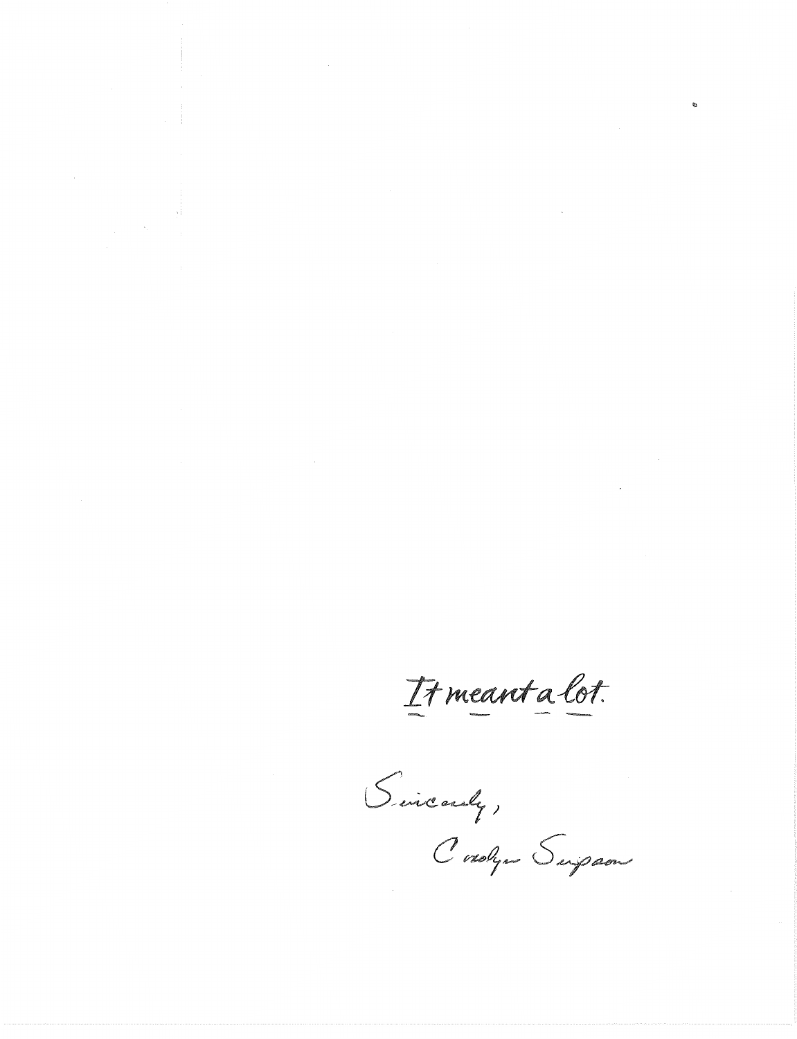It meant a lot.

Sincerely,

Carolyn Simpson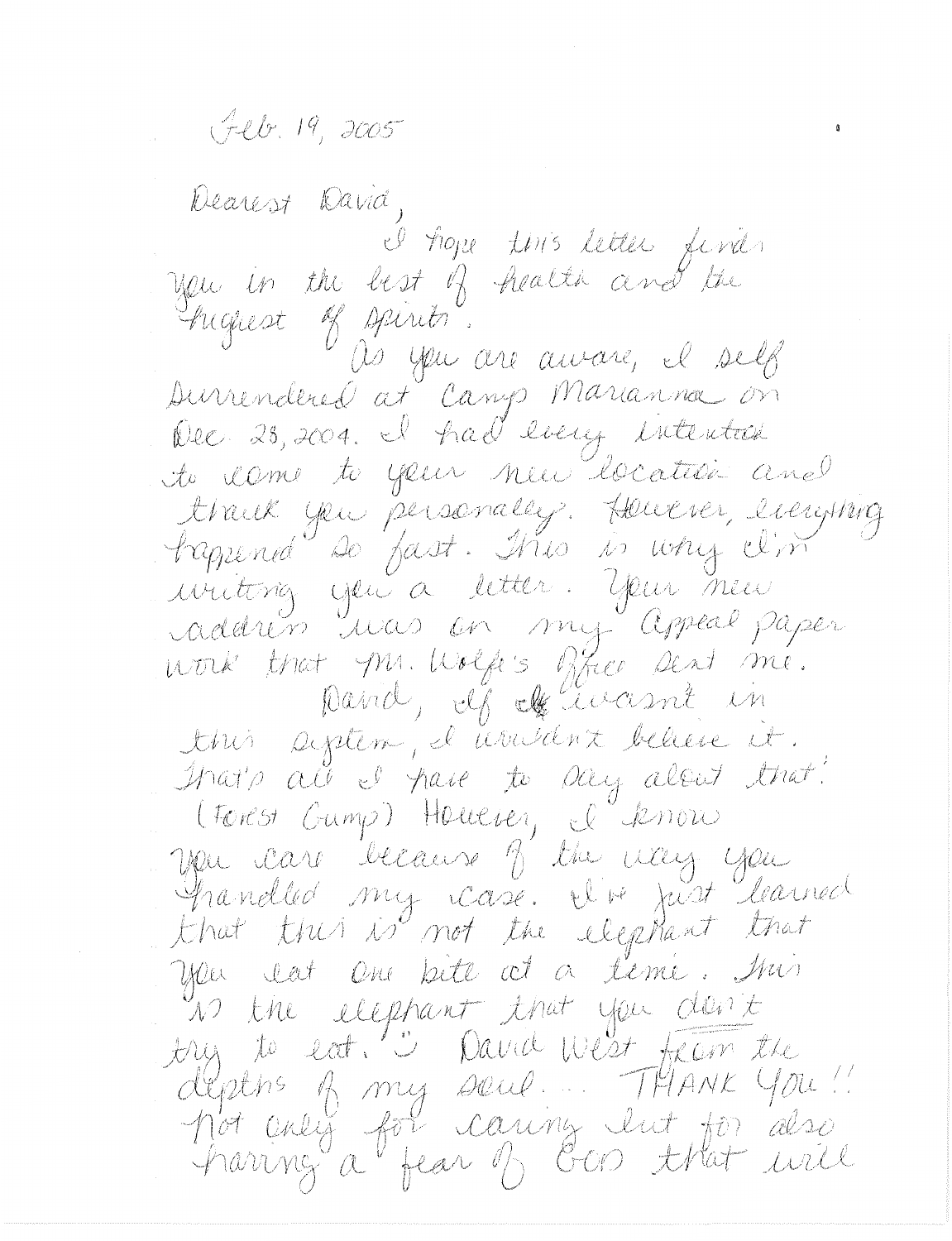Feb. 19, 2005

Dearest David,

I hope this letter finds you in the best of health and the highest of spirits.

As you are aware, I self surrendered at Camp Marianna on Dec. 28, 2004. I had every intention to come to your new location and thank you personally. However, everything happened so fast. This is why I'm writing you a letter. Your new address was on my appeal paper work that Mr. Wolfe's office sent me.

David, if I wasn't in this system, I wouldn't believe it. That's all I have to say about that! (Forest Gump) However, I know you care because of the way you handled my case. I've just learned that this is not the elephant that you eat one bite at a time. This is the elephant that you don't try to eat. :) David West from the depths of my soul... THANK YOU!! Not only for caring but for also having a fear of GOD that will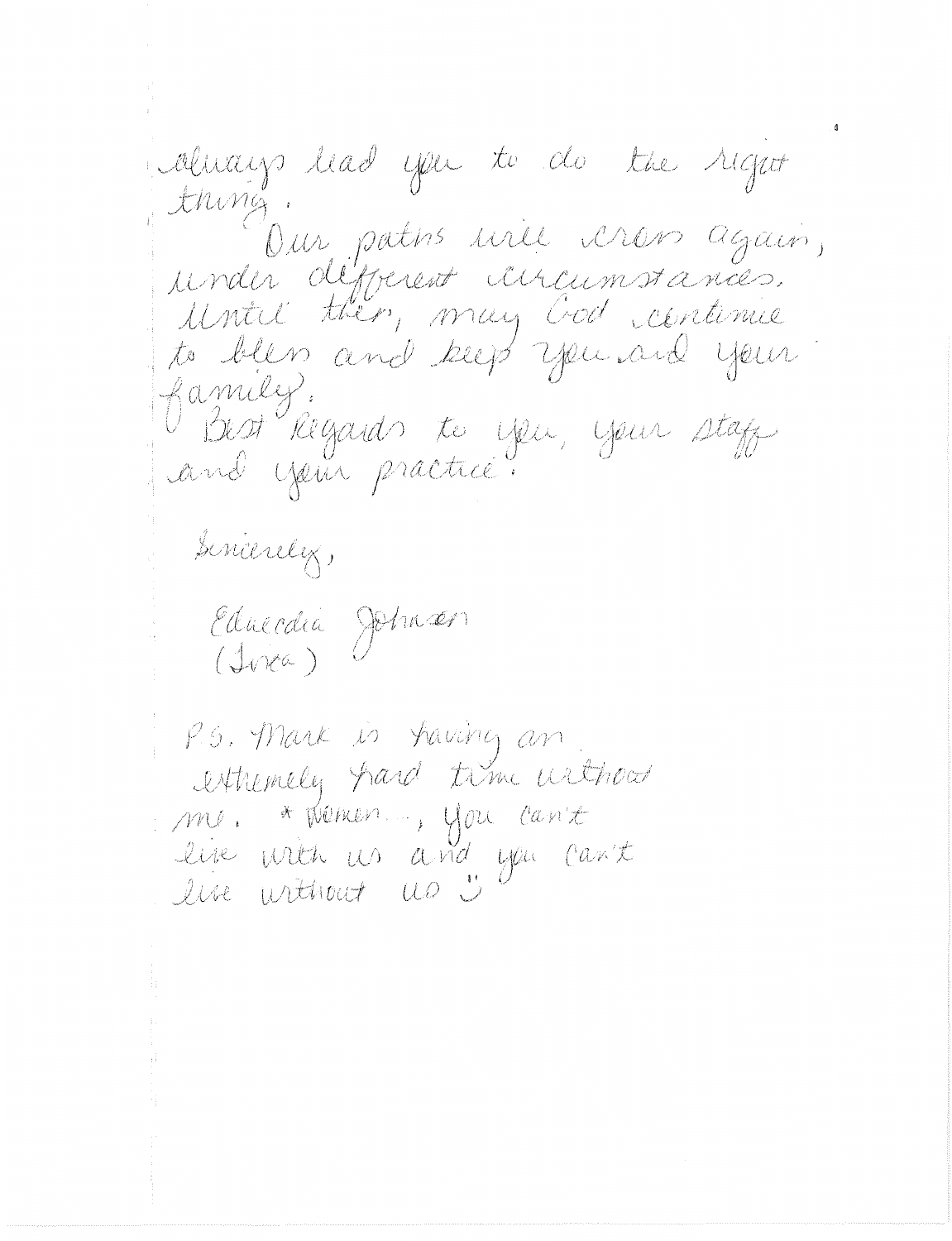always lead you to do the right thing.

Our paths will cross again, under different circumstances. Until then, may God continue to bless and keep you and your family.

Best Regards to you, your staff and your practice.

Sincerely,

Eduardia Johnson
(Inca)

P.S. Mark is having an extremely hard time without me. * Women..., you can't live with us and you can't live without us :)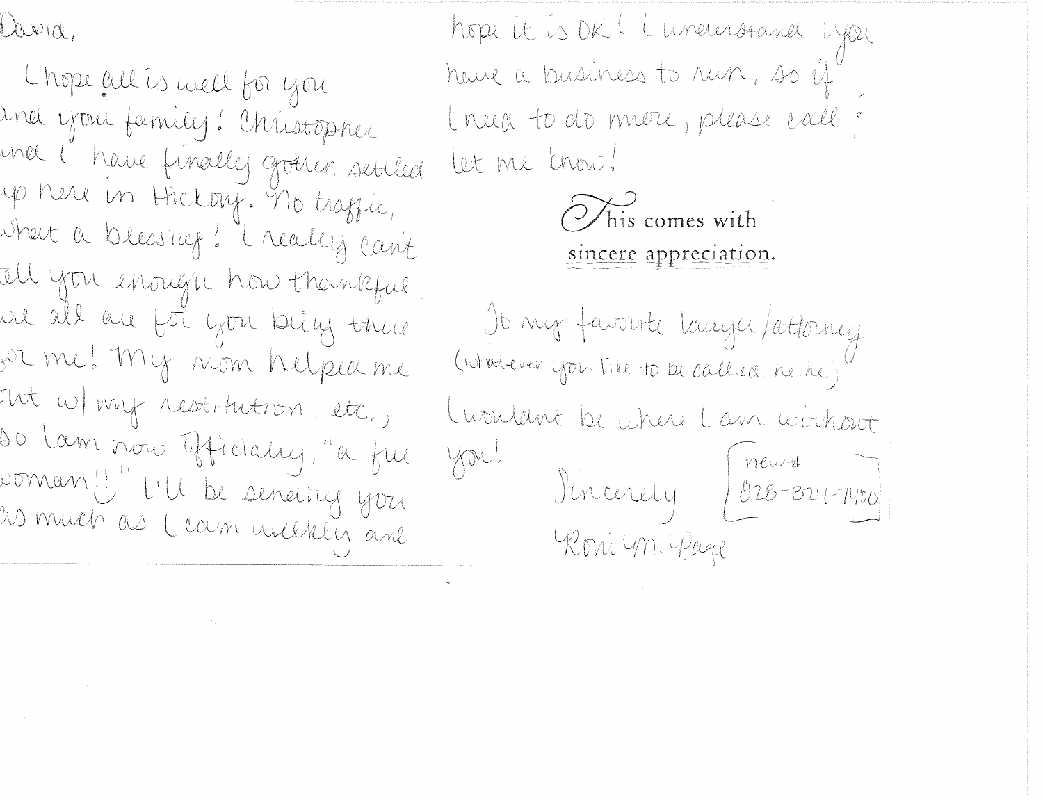David,

I hope all is well for you and your family! Christopher and I have finally gotten settled up here in Hickory. No traffic, what a blessing! I really can't tell you enough how thankful we all are for you being there for me! My mom helped me out w/ my restitution, etc., so I am now officially, "a free woman!!" ☺ I'll be sending you as much as I can weekly and hope it is OK! I understand you have a business to run, so if I need to do more, please call & let me know!

This comes with sincere appreciation.

To my favorite lawyer/attorney (whatever you like to be called he he)

I wouldn't be where I am without you!

Sincerely,

Roni M. Page

new # 828-324-7400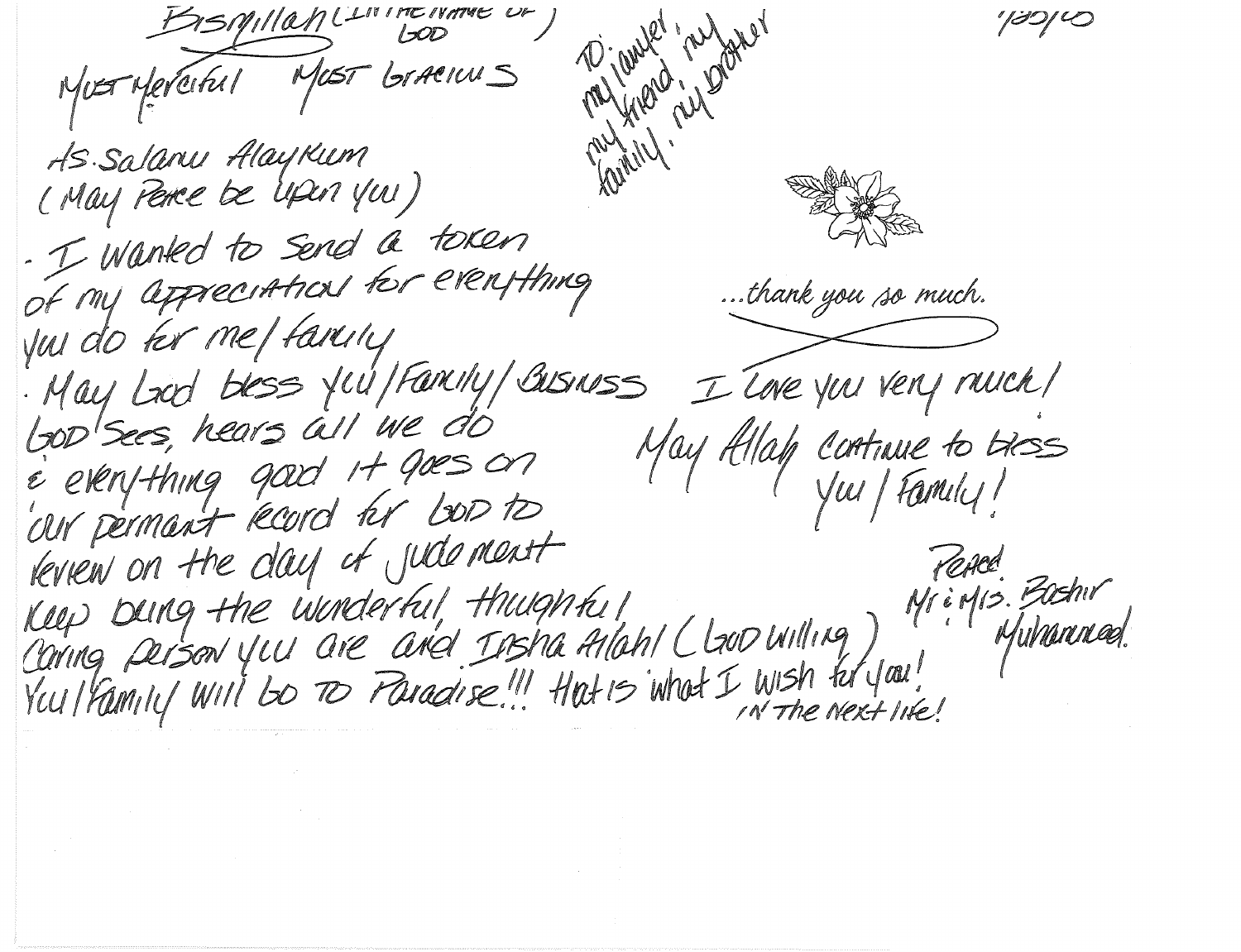Bismillah (In the Name of God)

Most Merciful Most Gracious

7/30/10

To: my lawyer, my friend, my family, my brother

As-Salamu Alaykum
(May Peace be upon you)

. I wanted to send a token of my appreciation for everything you do for me/family

. May God bless you/Family/Business
God sees, hears all we do & everything good it goes on our permant record for God to review on the day of judgement
Keep being the wonderful, thoughtful caring person you are and Insha Allah (God willing) You/Family will Go To Paradise!!! That is what I wish for you! in the next life!

...thank you so much.

I Love you very much!

May Allah continue to bless you/Family!

Peace
Mr & Mrs. Bashir Muhammad.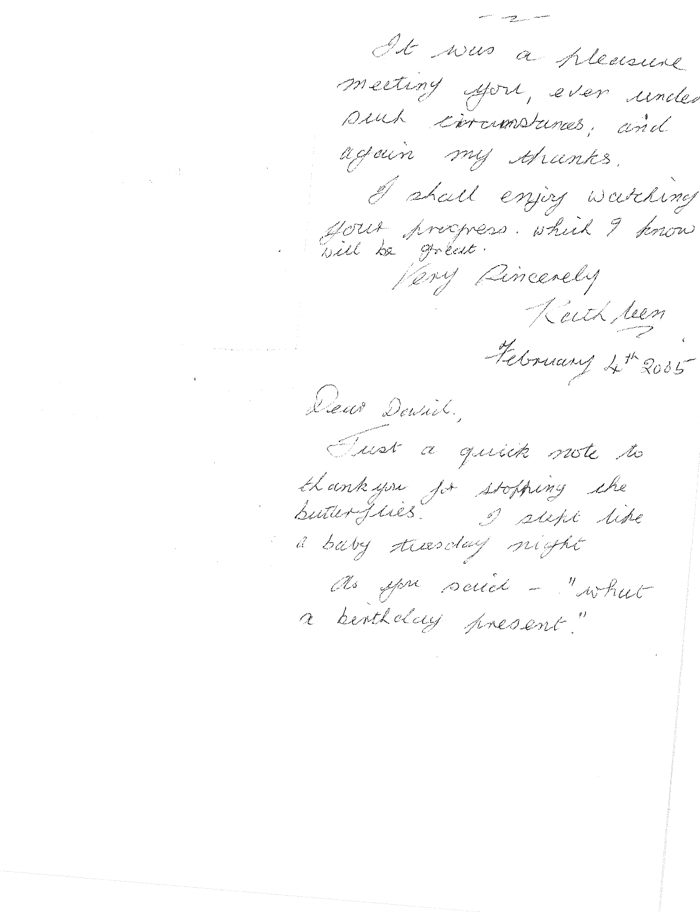It was a pleasure meeting you, even under such circumstances, and again my thanks.

I shall enjoy watching your progress, which I know will be great.

Very Sincerely

Kathleen

February 4th 2005

Dear David,

Just a quick note to thank you for stopping the butterflies. I slept like a baby tuesday night

As you said - "what a birthday present."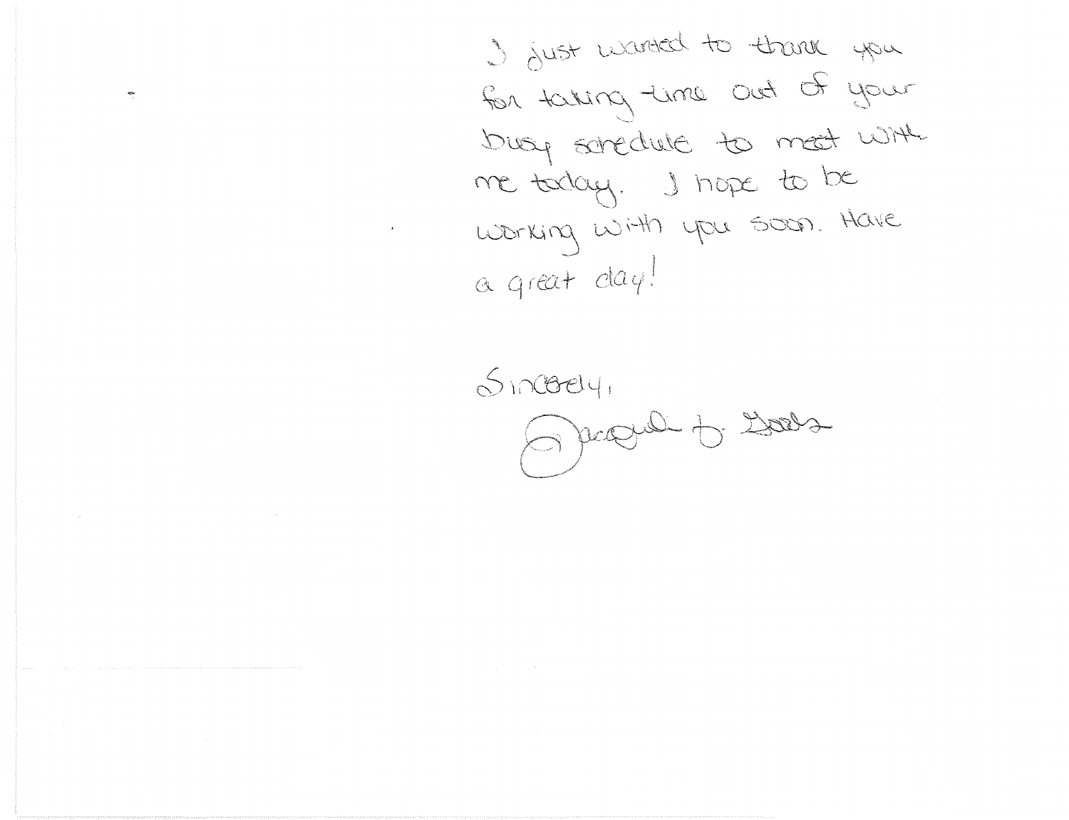I just wanted to thank you for taking time out of your busy schedule to meet with me today. I hope to be working with you soon. Have a great day!

Sincerely,

Jacqueline D. Gooden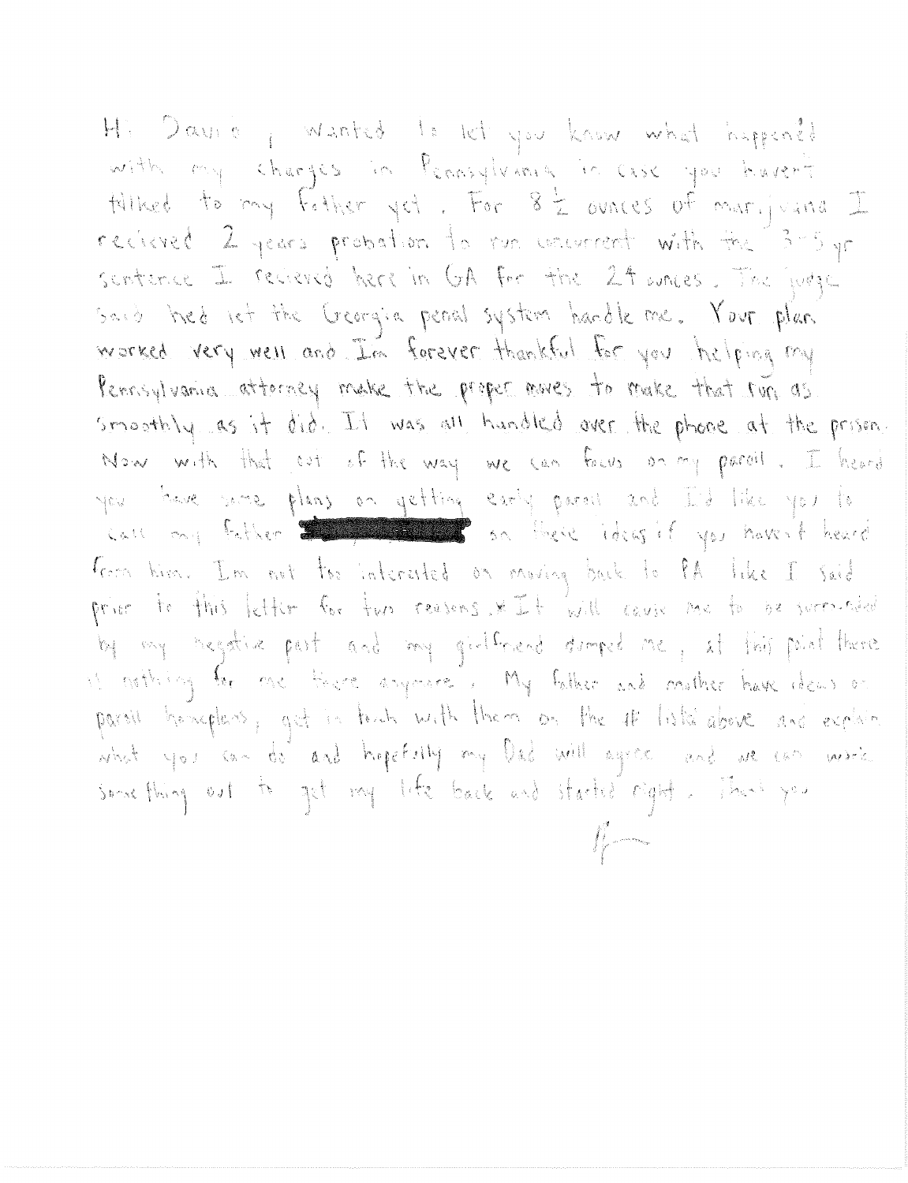Hi David, wanted to let you know what happened with my charges in Pennsylvania in case you haven't talked to my father yet. For 8 1/2 ounces of marijuana I recieved 2 years probation to run concurrent with the 3-5 yr sentence I recieved here in GA for the 24 ounces. The judge said he'd let the Georgia penal system handle me. Your plan worked very well and I'm forever thankful for you helping my Pennsylvania attorney make the proper moves to make that run as smoothly as it did. It was all handled over the phone at the prison. Now with that out of the way we can focus on my paroll. I heard you have some plans on getting early paroll and I'd like you to call my father ████████ on these ideas if you haven't heard from him. I'm not too interested on moving back to PA like I said prior to this letter for two reasons. *It will cause me to be surrounded by my negative past and my girlfriend dumped me, at this point there is nothing for me there anymore. My father and mother have ideas on paroll homeplans, get in touch with them on the # listed above and explain what you can do and hopefully my Dad will agree and we can work something out to get my life back and started right. Thank you

[signature]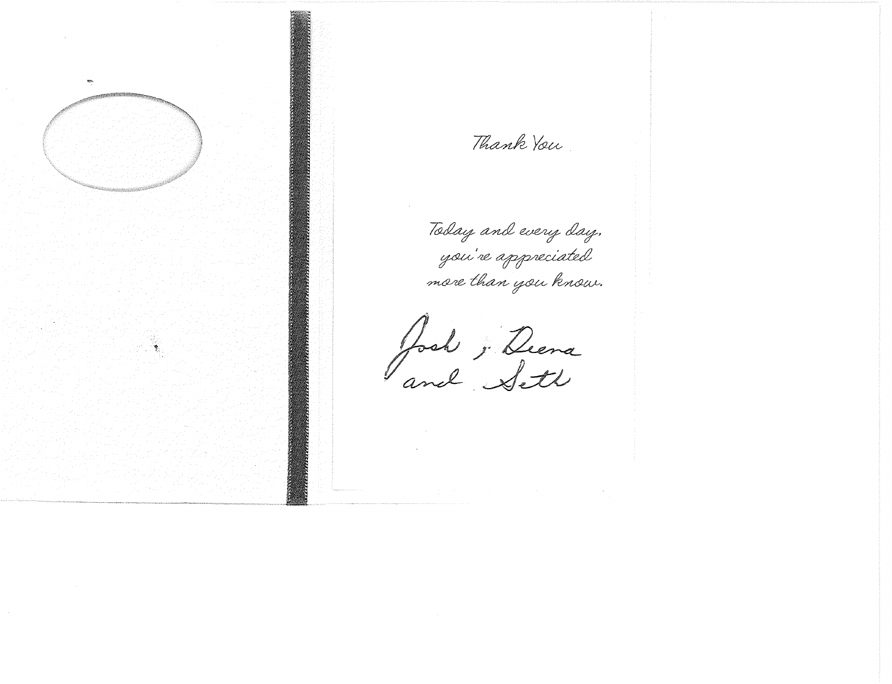Thank You

Today and every day,
you're appreciated
more than you know.

Josh, Deena
and Seth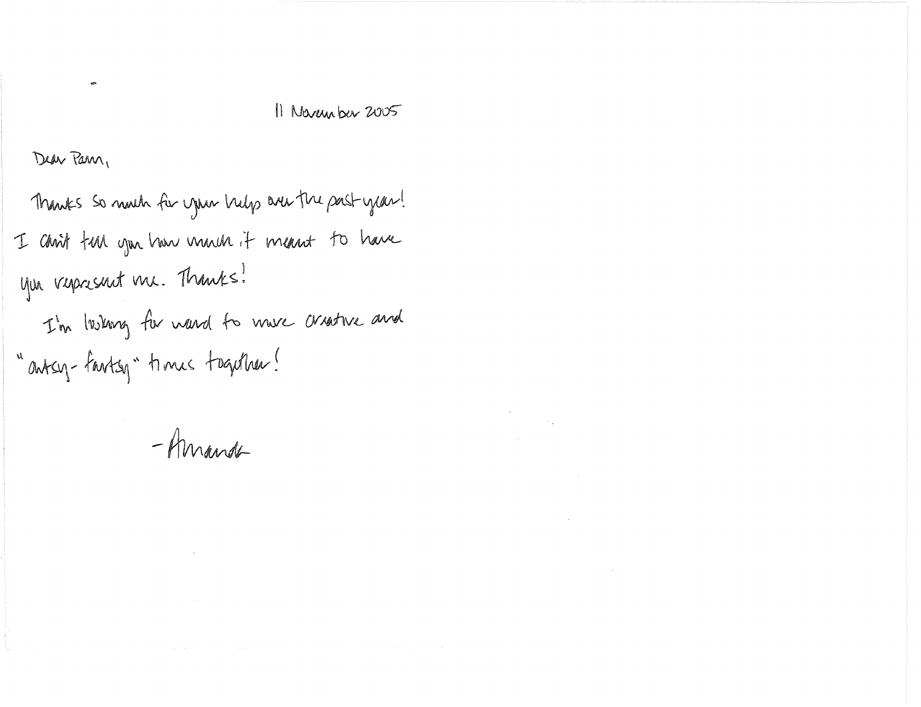11 November 2005

Dear Pam,

Thanks so much for your help over the past year! I can't tell you how much it meant to have you represent me. Thanks!

I'm looking forward to more creative and "artsy-fartsy" times together!

-Amanda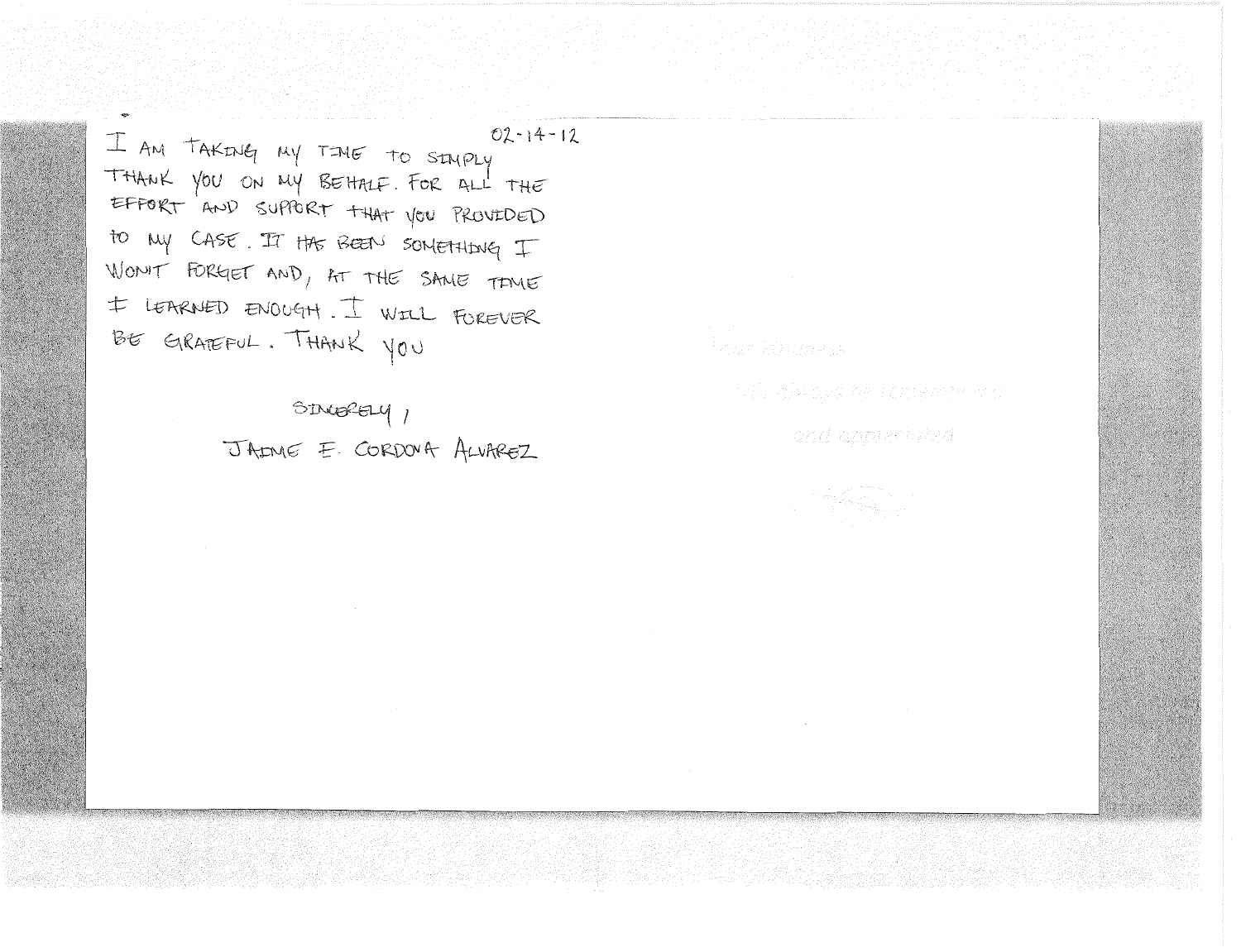02-14-12

I AM TAKING MY TIME TO SIMPLY THANK YOU ON MY BEHALF. FOR ALL THE EFFORT AND SUPPORT THAT YOU PROVIDED TO MY CASE. IT HAS BEEN SOMETHING I WON'T FORGET AND, AT THE SAME TIME I LEARNED ENOUGH. I WILL FOREVER BE GRATEFUL. THANK YOU

SINCERELY,

JAIME E. CORDOVA ALVAREZ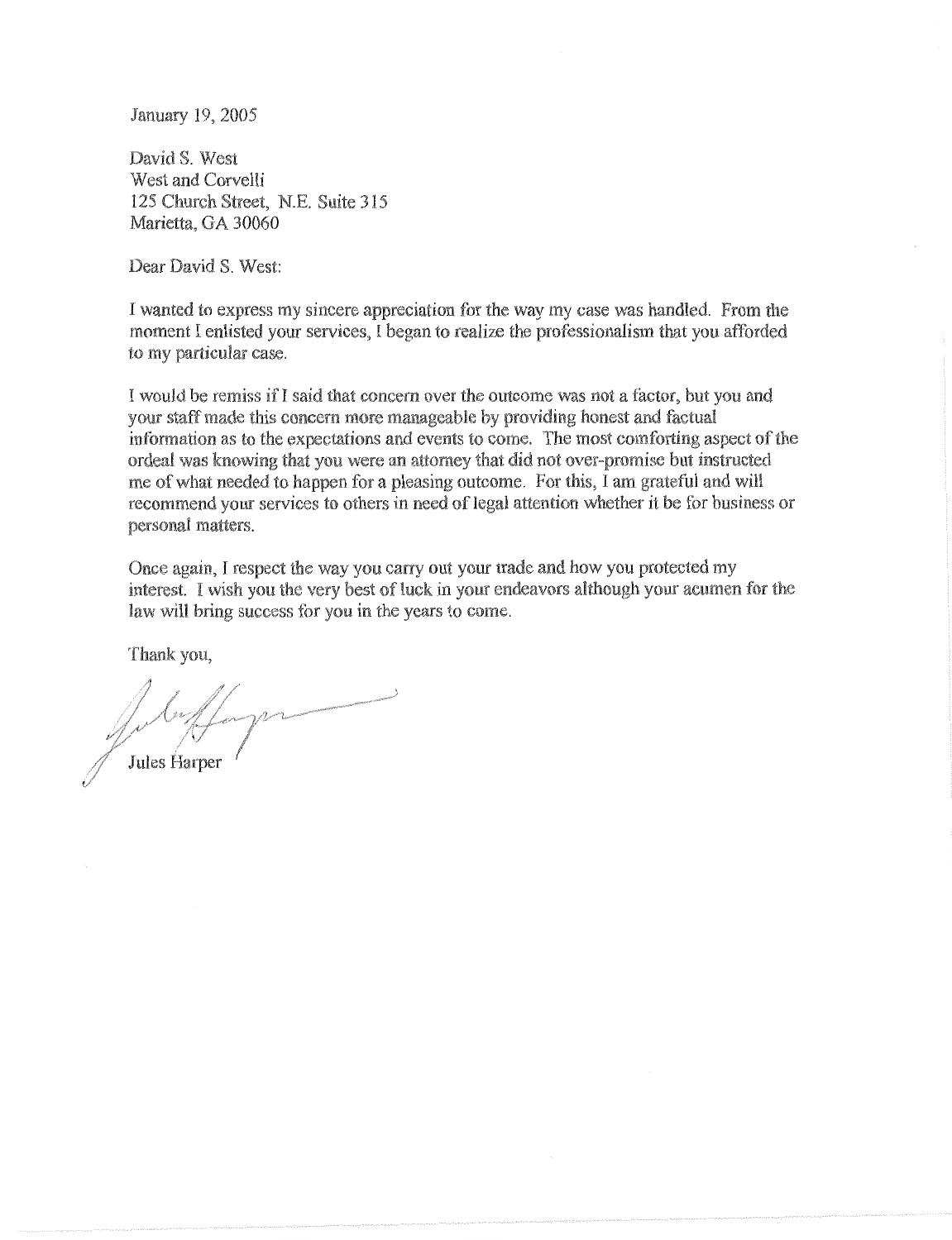January 19, 2005

David S. West
West and Corvelli
125 Church Street, N.E. Suite 315
Marietta, GA 30060

Dear David S. West:

I wanted to express my sincere appreciation for the way my case was handled. From the moment I enlisted your services, I began to realize the professionalism that you afforded to my particular case.

I would be remiss if I said that concern over the outcome was not a factor, but you and your staff made this concern more manageable by providing honest and factual information as to the expectations and events to come. The most comforting aspect of the ordeal was knowing that you were an attorney that did not over-promise but instructed me of what needed to happen for a pleasing outcome. For this, I am grateful and will recommend your services to others in need of legal attention whether it be for business or personal matters.

Once again, I respect the way you carry out your trade and how you protected my interest. I wish you the very best of luck in your endeavors although your acumen for the law will bring success for you in the years to come.

Thank you,

Jules Harper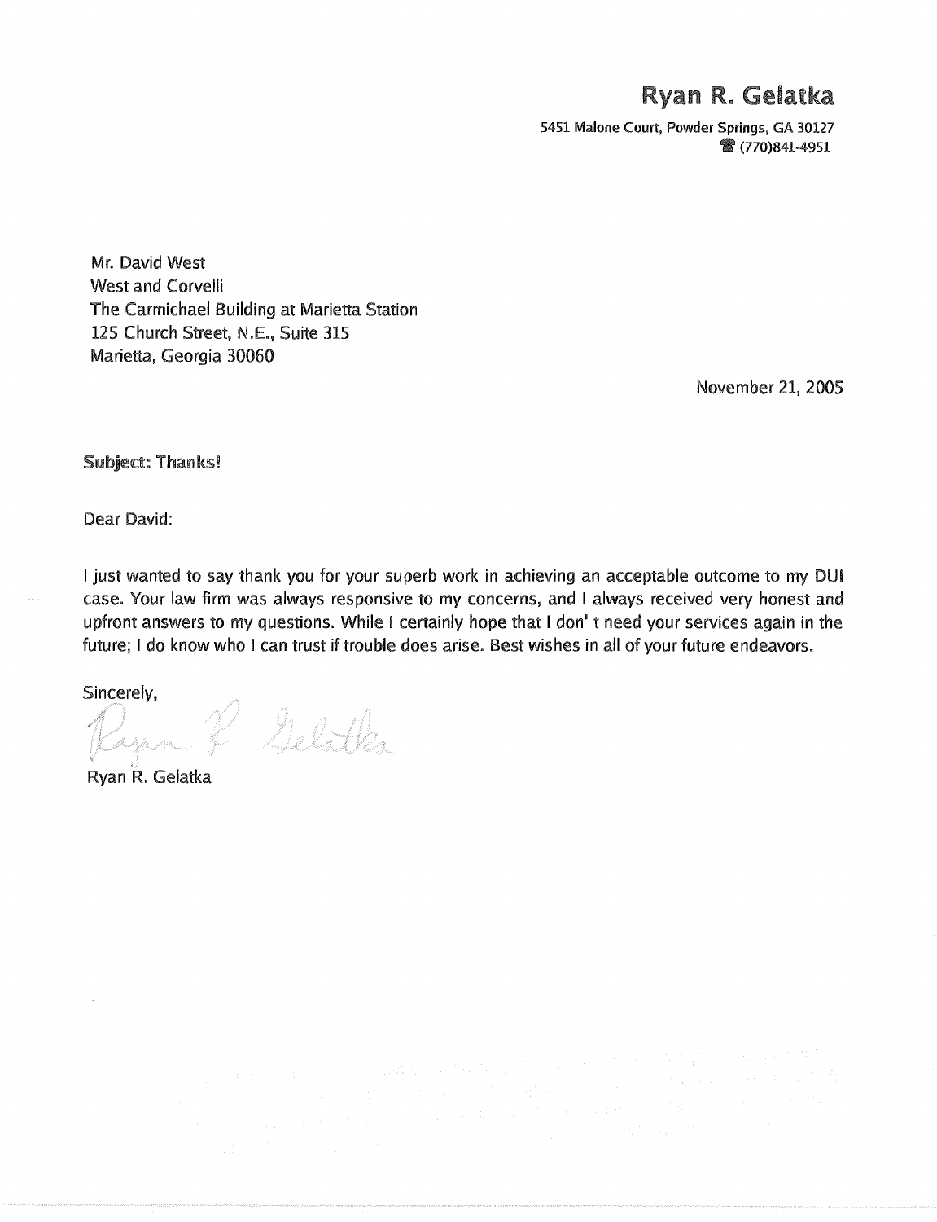**Ryan R. Gelatka**

5451 Malone Court, Powder Springs, GA 30127
☎ (770)841-4951

Mr. David West
West and Corvelli
The Carmichael Building at Marietta Station
125 Church Street, N.E., Suite 315
Marietta, Georgia 30060

November 21, 2005

**Subject: Thanks!**

Dear David:

I just wanted to say thank you for your superb work in achieving an acceptable outcome to my DUI case. Your law firm was always responsive to my concerns, and I always received very honest and upfront answers to my questions. While I certainly hope that I don' t need your services again in the future; I do know who I can trust if trouble does arise. Best wishes in all of your future endeavors.

Sincerely,

Ryan R. Gelatka

Ryan R. Gelatka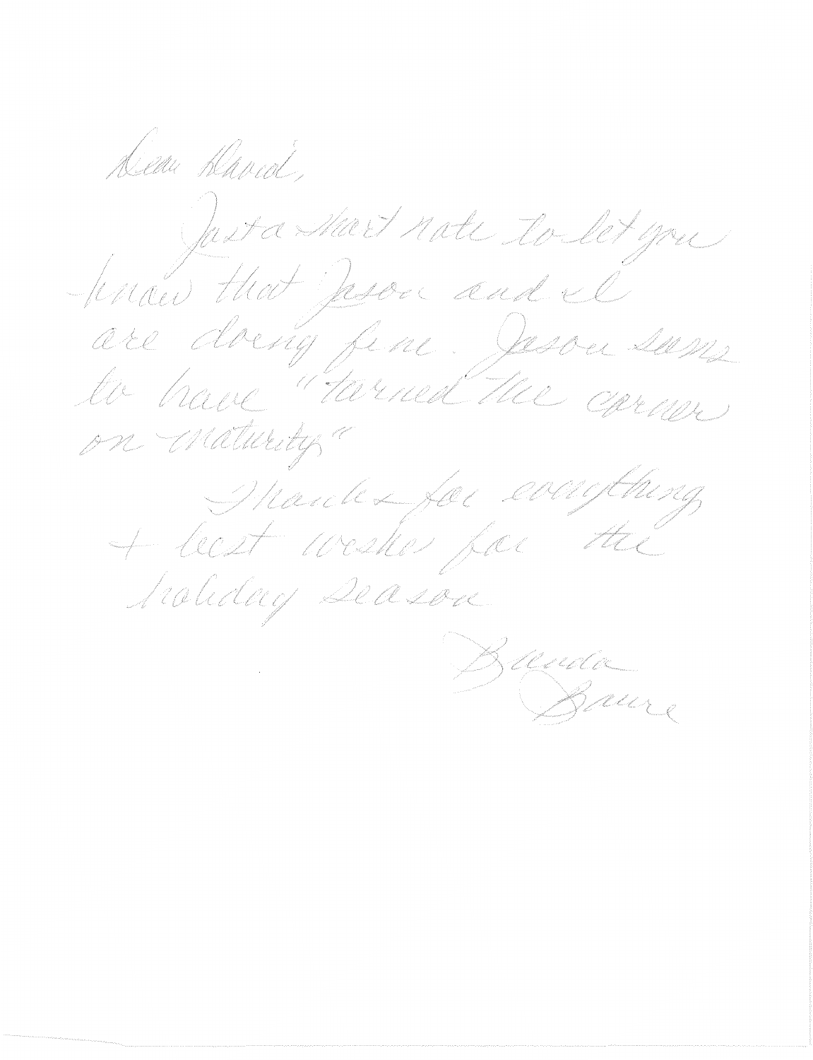Dear David,

Just a short note to let you know that Jason and I are doing fine. Jason seems to have "turned the corner on maturity"

Thanks for everything + best wishes for the holiday season

Brenda Baure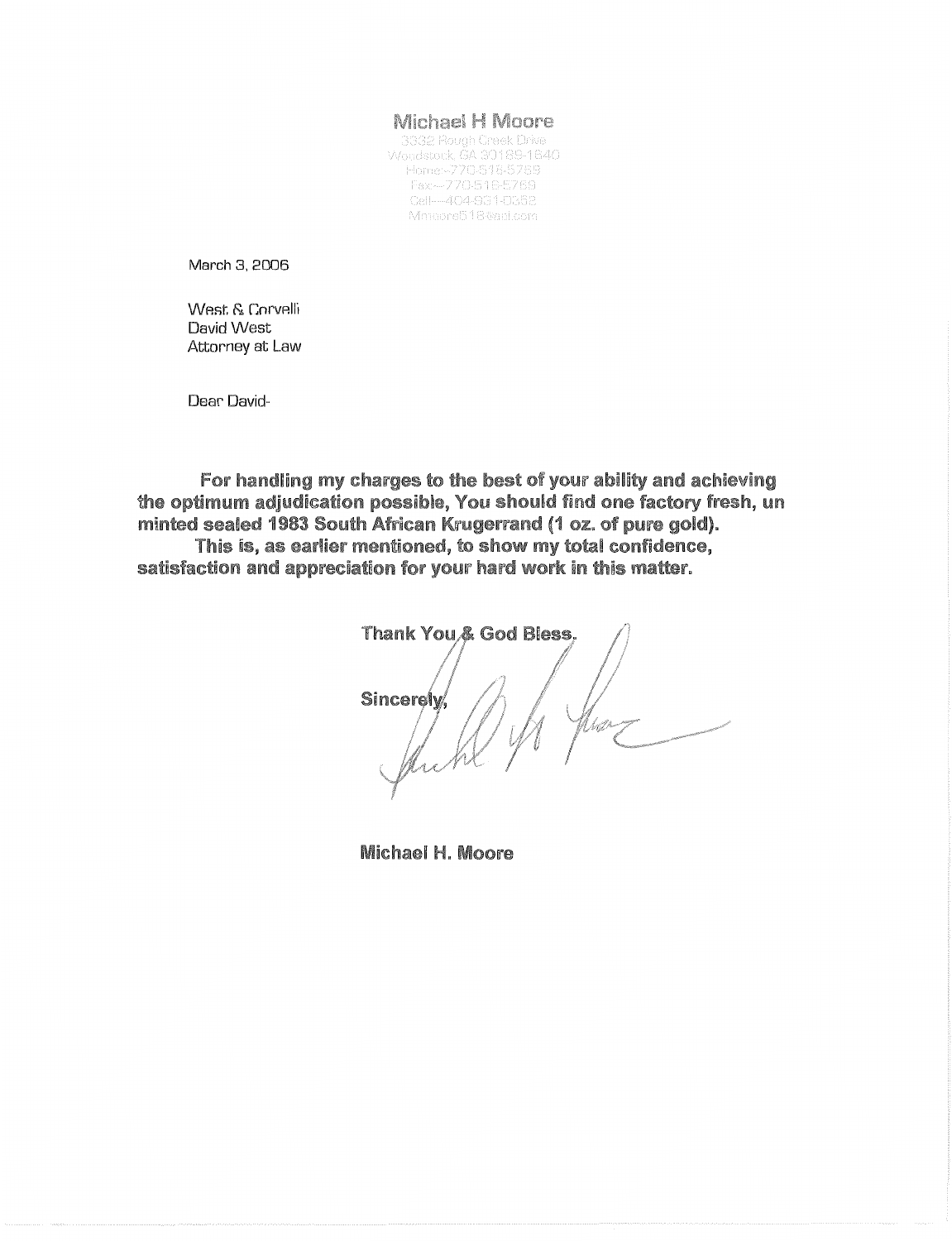Michael H Moore
3332 Rough Creek Drive
Woodstock, GA 30189-1640
Home---770-516-5769
Fax---770-516-5769
Cell---404-931-0352
Mmoore518@aol.com

March 3, 2006

West & Corvelli
David West
Attorney at Law

Dear David-

**For handling my charges to the best of your ability and achieving the optimum adjudication possible, You should find one factory fresh, un minted sealed 1983 South African Krugerrand (1 oz. of pure gold).**

**This is, as earlier mentioned, to show my total confidence, satisfaction and appreciation for your hard work in this matter.**

**Thank You & God Bless,**

**Sincerely,**

**Michael H. Moore**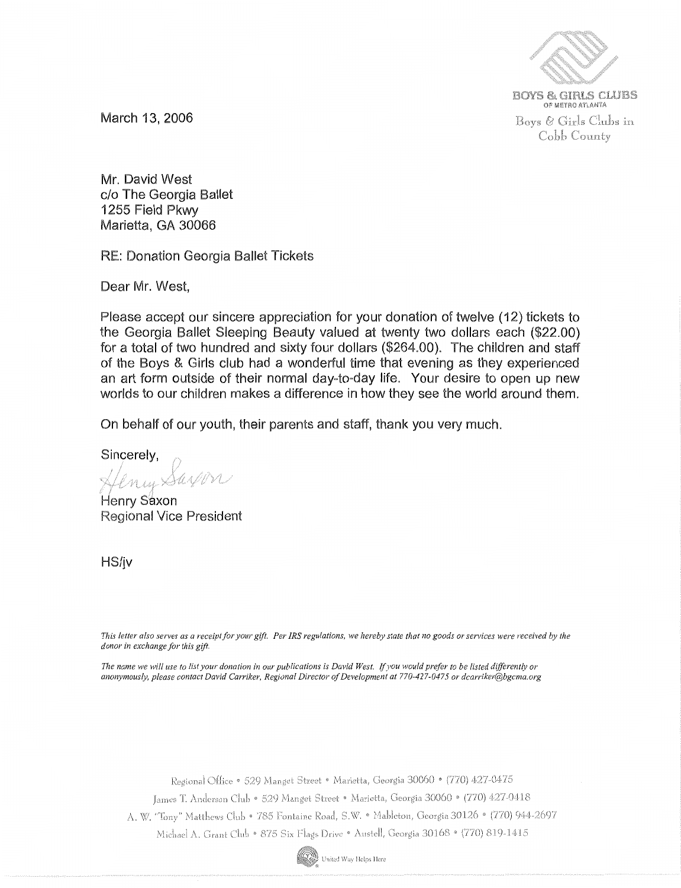BOYS & GIRLS CLUBS
OF METRO ATLANTA
Boys & Girls Clubs in Cobb County

March 13, 2006

Mr. David West
c/o The Georgia Ballet
1255 Field Pkwy
Marietta, GA 30066

RE: Donation Georgia Ballet Tickets

Dear Mr. West,

Please accept our sincere appreciation for your donation of twelve (12) tickets to the Georgia Ballet Sleeping Beauty valued at twenty two dollars each ($22.00) for a total of two hundred and sixty four dollars ($264.00). The children and staff of the Boys & Girls club had a wonderful time that evening as they experienced an art form outside of their normal day-to-day life. Your desire to open up new worlds to our children makes a difference in how they see the world around them.

On behalf of our youth, their parents and staff, thank you very much.

Sincerely,

Henry Saxon
Regional Vice President

HS/jv

*This letter also serves as a receipt for your gift. Per IRS regulations, we hereby state that no goods or services were received by the donor in exchange for this gift.*

*The name we will use to list your donation in our publications is David West. If you would prefer to be listed differently or anonymously, please contact David Carriker, Regional Director of Development at 770-427-0475 or dcarriker@bgcma.org*

Regional Office • 529 Manget Street • Marietta, Georgia 30060 • (770) 427-0475
James T. Anderson Club • 529 Manget Street • Marietta, Georgia 30060 • (770) 427-0418
A. W. "Tony" Matthews Club • 785 Fontaine Road, S.W. • Mableton, Georgia 30126 • (770) 944-2697
Michael A. Grant Club • 875 Six Flags Drive • Austell, Georgia 30168 • (770) 819-1415

United Way Helps Here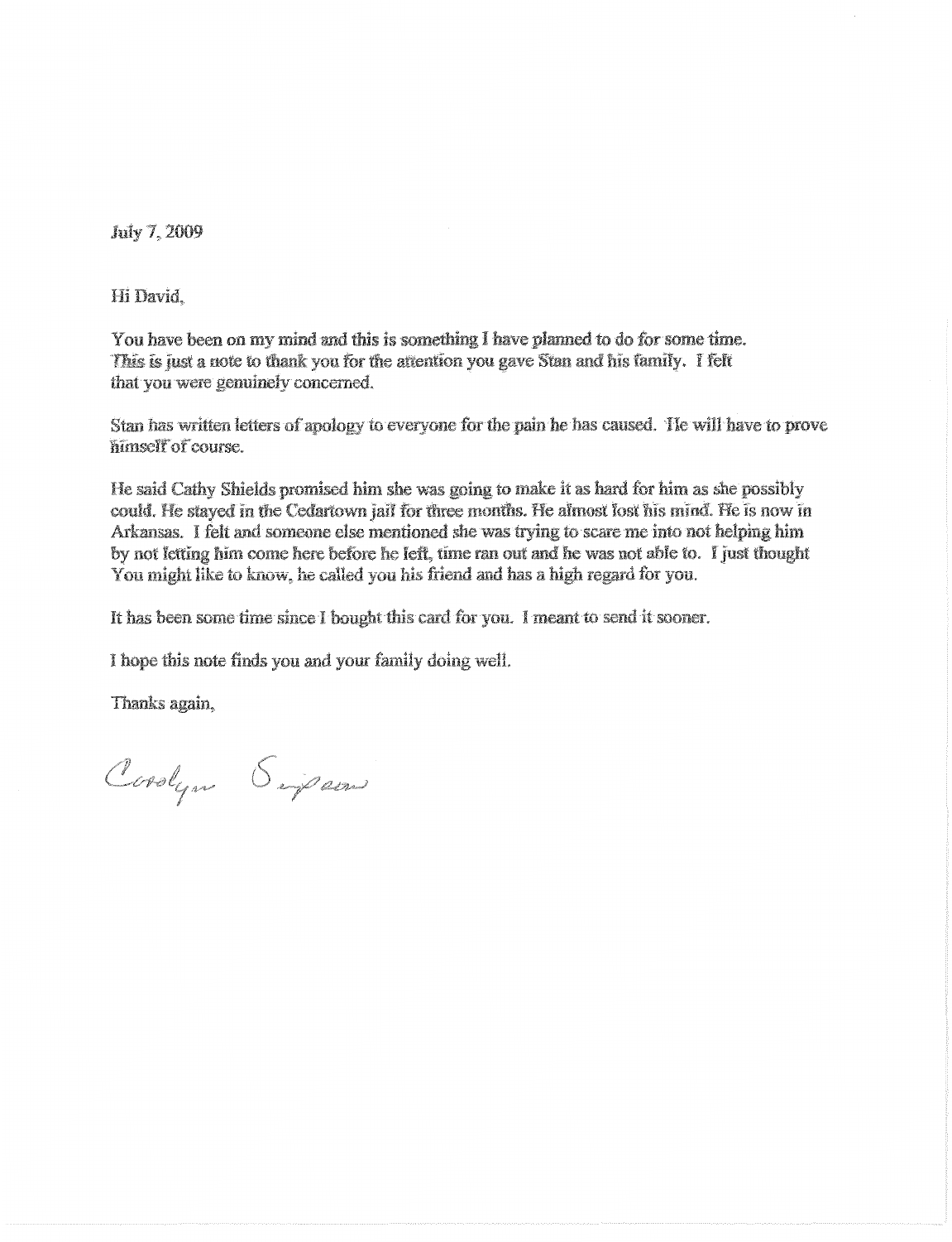July 7, 2009

Hi David,

You have been on my mind and this is something I have planned to do for some time. This is just a note to thank you for the attention you gave Stan and his family. I felt that you were genuinely concerned.

Stan has written letters of apology to everyone for the pain he has caused. He will have to prove himself of course.

He said Cathy Shields promised him she was going to make it as hard for him as she possibly could. He stayed in the Cedartown jail for three months. He almost lost his mind. He is now in Arkansas. I felt and someone else mentioned she was trying to scare me into not helping him by not letting him come here before he left, time ran out and he was not able to. I just thought You might like to know, he called you his friend and has a high regard for you.

It has been some time since I bought this card for you. I meant to send it sooner.

I hope this note finds you and your family doing well.

Thanks again,

Carolyn Simpson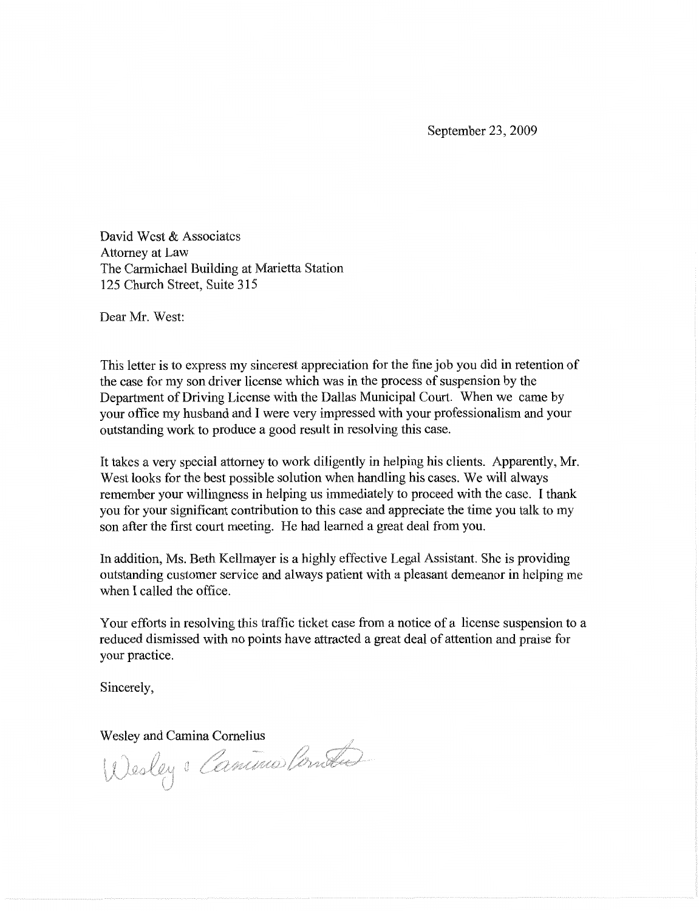September 23, 2009

David West & Associates
Attorney at Law
The Carmichael Building at Marietta Station
125 Church Street, Suite 315

Dear Mr. West:

This letter is to express my sincerest appreciation for the fine job you did in retention of the case for my son driver license which was in the process of suspension by the Department of Driving License with the Dallas Municipal Court. When we came by your office my husband and I were very impressed with your professionalism and your outstanding work to produce a good result in resolving this case.

It takes a very special attorney to work diligently in helping his clients. Apparently, Mr. West looks for the best possible solution when handling his cases. We will always remember your willingness in helping us immediately to proceed with the case. I thank you for your significant contribution to this case and appreciate the time you talk to my son after the first court meeting. He had learned a great deal from you.

In addition, Ms. Beth Kellmayer is a highly effective Legal Assistant. She is providing outstanding customer service and always patient with a pleasant demeanor in helping me when I called the office.

Your efforts in resolving this traffic ticket case from a notice of a license suspension to a reduced dismissed with no points have attracted a great deal of attention and praise for your practice.

Sincerely,

Wesley and Camina Cornelius

Wesley & Camina Cornelius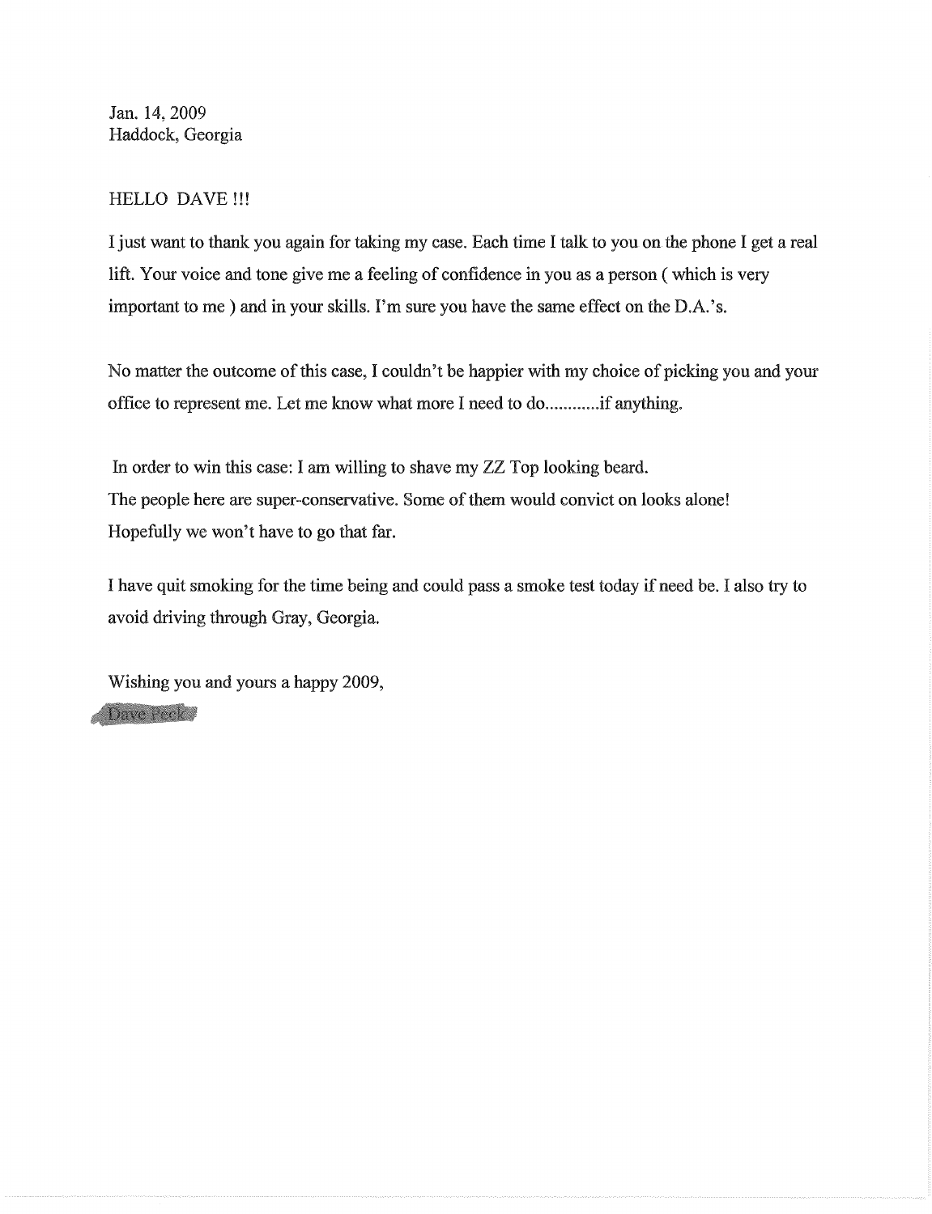Jan. 14, 2009
Haddock, Georgia

HELLO DAVE !!!

I just want to thank you again for taking my case. Each time I talk to you on the phone I get a real lift. Your voice and tone give me a feeling of confidence in you as a person ( which is very important to me ) and in your skills. I'm sure you have the same effect on the D.A.'s.

No matter the outcome of this case, I couldn't be happier with my choice of picking you and your office to represent me. Let me know what more I need to do............if anything.

In order to win this case: I am willing to shave my ZZ Top looking beard.
The people here are super-conservative. Some of them would convict on looks alone!
Hopefully we won't have to go that far.

I have quit smoking for the time being and could pass a smoke test today if need be. I also try to avoid driving through Gray, Georgia.

Wishing you and yours a happy 2009,

Dave Peck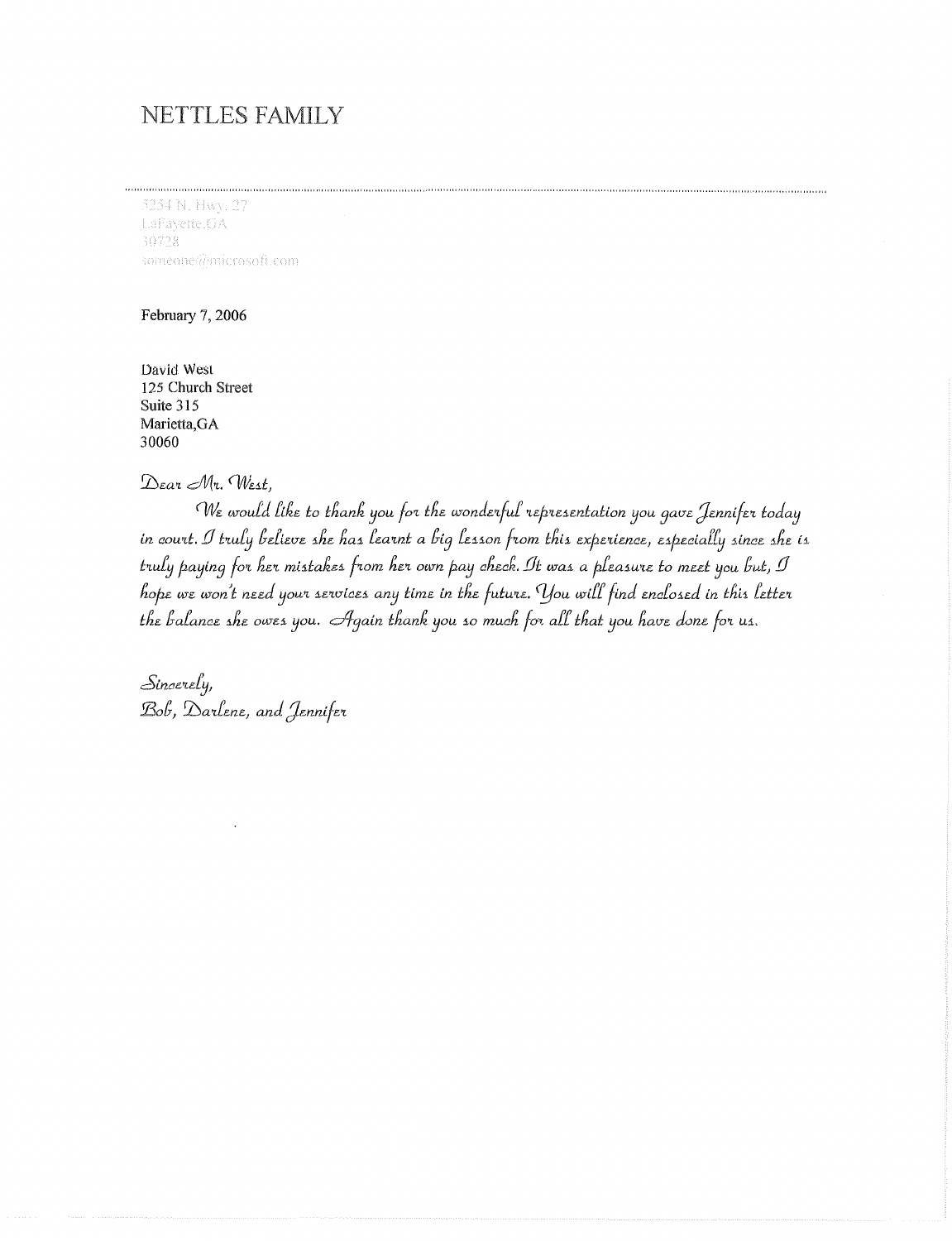# NETTLES FAMILY

5254 N. Hwy. 27
LaFayette,GA
30728
someone@microsoft.com

February 7, 2006

David West
125 Church Street
Suite 315
Marietta,GA
30060

Dear Mr. West,

We would like to thank you for the wonderful representation you gave Jennifer today in court. I truly believe she has learnt a big lesson from this experience, especially since she is truly paying for her mistakes from her own pay check. It was a pleasure to meet you but, I hope we won't need your services any time in the future. You will find enclosed in this letter the balance she owes you. Again thank you so much for all that you have done for us.

Sincerely,
Bob, Darlene, and Jennifer